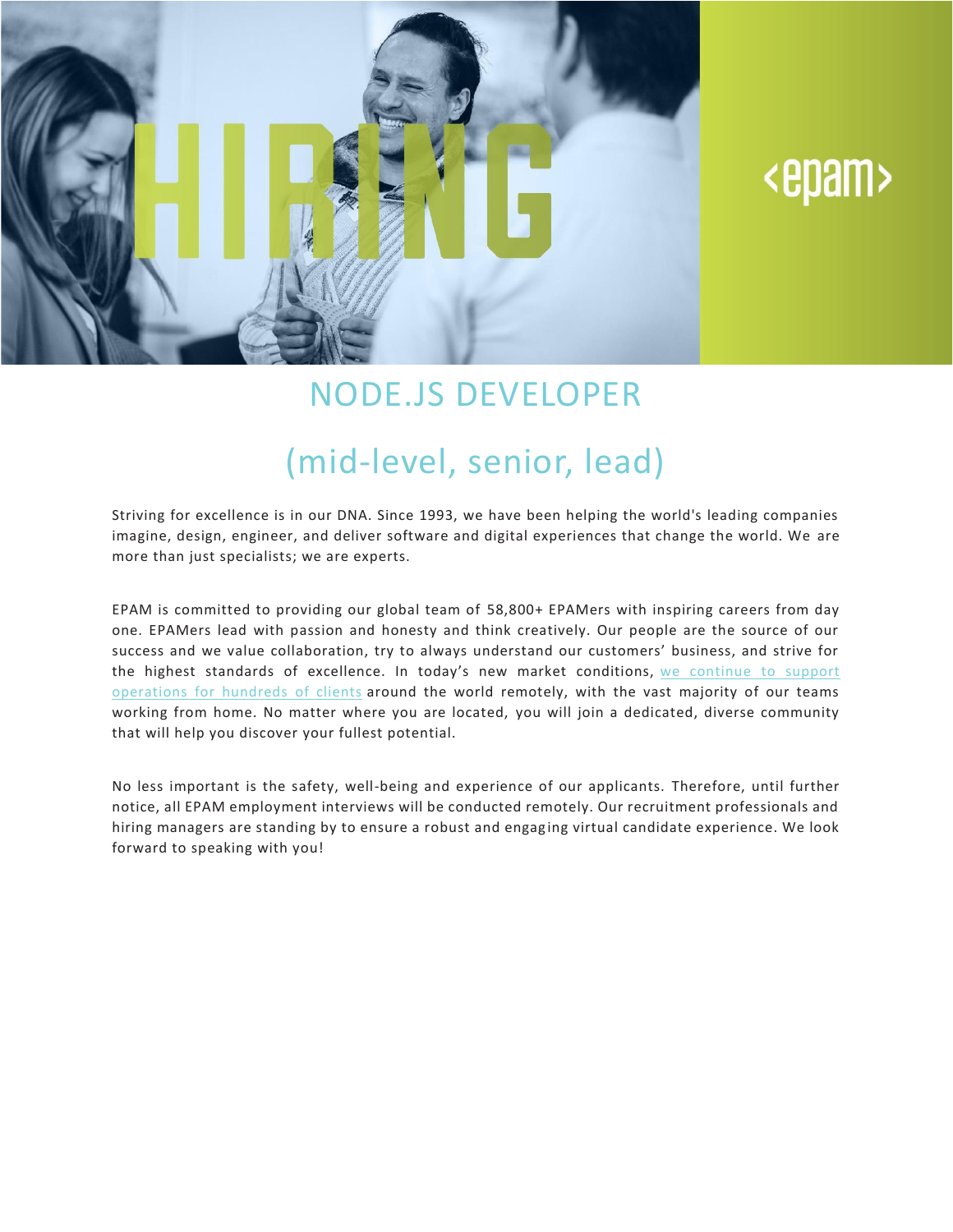HIRING

<epam>

# NODE.JS DEVELOPER

## (mid-level, senior, lead)

Striving for excellence is in our DNA. Since 1993, we have been helping the world's leading companies imagine, design, engineer, and deliver software and digital experiences that change the world. We are more than just specialists; we are experts.

EPAM is committed to providing our global team of 58,800+ EPAMers with inspiring careers from day one. EPAMers lead with passion and honesty and think creatively. Our people are the source of our success and we value collaboration, try to always understand our customers' business, and strive for the highest standards of excellence. In today's new market conditions, we continue to support operations for hundreds of clients around the world remotely, with the vast majority of our teams working from home. No matter where you are located, you will join a dedicated, diverse community that will help you discover your fullest potential.

No less important is the safety, well-being and experience of our applicants. Therefore, until further notice, all EPAM employment interviews will be conducted remotely. Our recruitment professionals and hiring managers are standing by to ensure a robust and engaging virtual candidate experience. We look forward to speaking with you!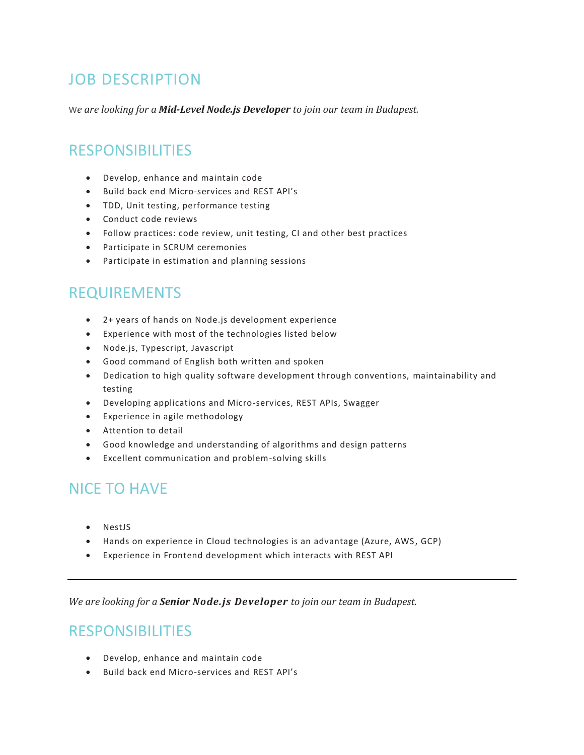## JOB DESCRIPTION

*We are looking for a **Mid-Level Node.js Developer** to join our team in Budapest.*

## RESPONSIBILITIES

- Develop, enhance and maintain code
- Build back end Micro-services and REST API's
- TDD, Unit testing, performance testing
- Conduct code reviews
- Follow practices: code review, unit testing, CI and other best practices
- Participate in SCRUM ceremonies
- Participate in estimation and planning sessions

## REQUIREMENTS

- 2+ years of hands on Node.js development experience
- Experience with most of the technologies listed below
- Node.js, Typescript, Javascript
- Good command of English both written and spoken
- Dedication to high quality software development through conventions, maintainability and testing
- Developing applications and Micro-services, REST APIs, Swagger
- Experience in agile methodology
- Attention to detail
- Good knowledge and understanding of algorithms and design patterns
- Excellent communication and problem-solving skills

## NICE TO HAVE

- NestJS
- Hands on experience in Cloud technologies is an advantage (Azure, AWS, GCP)
- Experience in Frontend development which interacts with REST API

---

*We are looking for a **Senior Node.js Developer** to join our team in Budapest.*

## RESPONSIBILITIES

- Develop, enhance and maintain code
- Build back end Micro-services and REST API's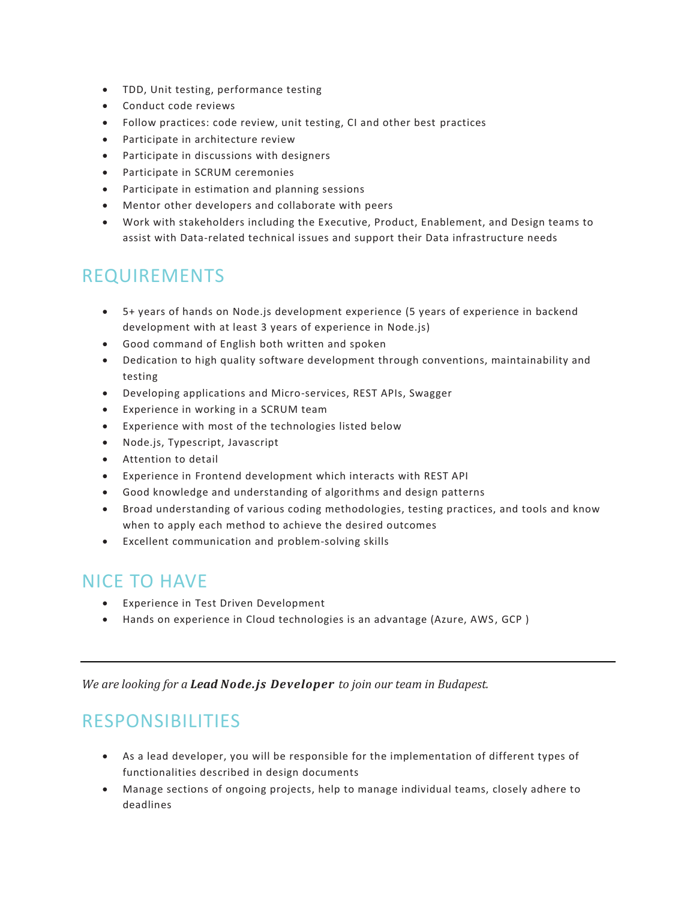- TDD, Unit testing, performance testing
- Conduct code reviews
- Follow practices: code review, unit testing, CI and other best practices
- Participate in architecture review
- Participate in discussions with designers
- Participate in SCRUM ceremonies
- Participate in estimation and planning sessions
- Mentor other developers and collaborate with peers
- Work with stakeholders including the Executive, Product, Enablement, and Design teams to assist with Data-related technical issues and support their Data infrastructure needs

## REQUIREMENTS

- 5+ years of hands on Node.js development experience (5 years of experience in backend development with at least 3 years of experience in Node.js)
- Good command of English both written and spoken
- Dedication to high quality software development through conventions, maintainability and testing
- Developing applications and Micro-services, REST APIs, Swagger
- Experience in working in a SCRUM team
- Experience with most of the technologies listed below
- Node.js, Typescript, Javascript
- Attention to detail
- Experience in Frontend development which interacts with REST API
- Good knowledge and understanding of algorithms and design patterns
- Broad understanding of various coding methodologies, testing practices, and tools and know when to apply each method to achieve the desired outcomes
- Excellent communication and problem-solving skills

## NICE TO HAVE

- Experience in Test Driven Development
- Hands on experience in Cloud technologies is an advantage (Azure, AWS, GCP )

---

*We are looking for a **Lead Node.js Developer** to join our team in Budapest.*

## RESPONSIBILITIES

- As a lead developer, you will be responsible for the implementation of different types of functionalities described in design documents
- Manage sections of ongoing projects, help to manage individual teams, closely adhere to deadlines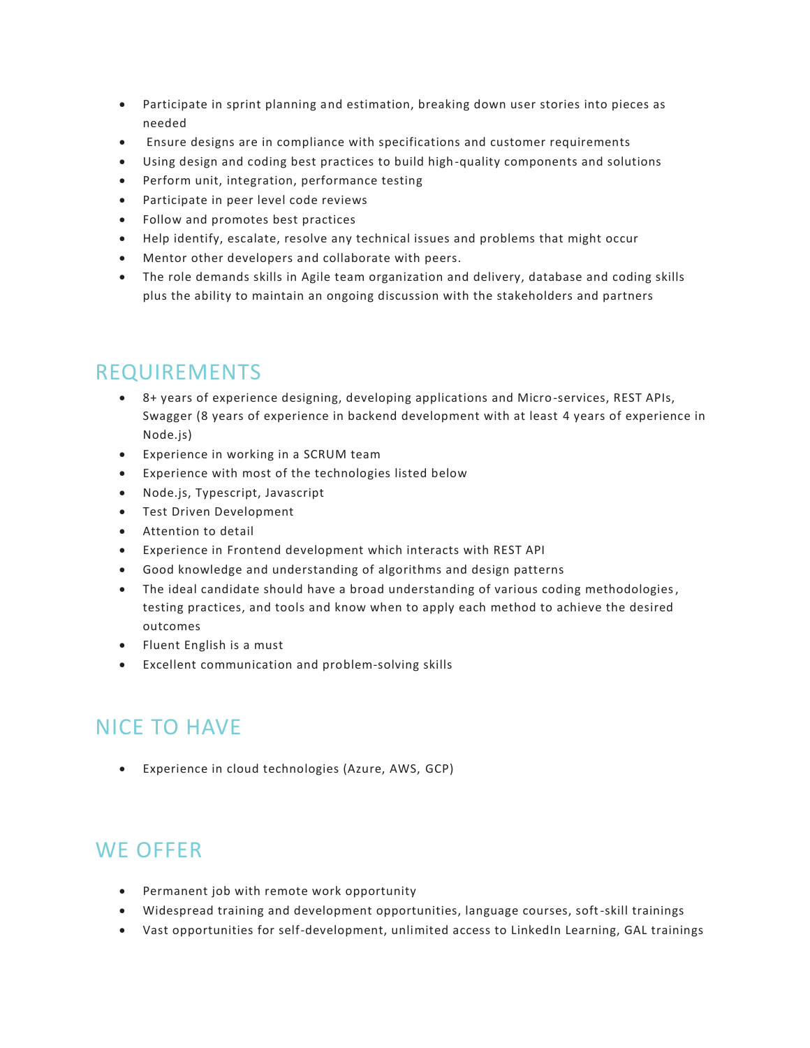- Participate in sprint planning and estimation, breaking down user stories into pieces as needed
- Ensure designs are in compliance with specifications and customer requirements
- Using design and coding best practices to build high-quality components and solutions
- Perform unit, integration, performance testing
- Participate in peer level code reviews
- Follow and promotes best practices
- Help identify, escalate, resolve any technical issues and problems that might occur
- Mentor other developers and collaborate with peers.
- The role demands skills in Agile team organization and delivery, database and coding skills plus the ability to maintain an ongoing discussion with the stakeholders and partners

## REQUIREMENTS

- 8+ years of experience designing, developing applications and Micro-services, REST APIs, Swagger (8 years of experience in backend development with at least 4 years of experience in Node.js)
- Experience in working in a SCRUM team
- Experience with most of the technologies listed below
- Node.js, Typescript, Javascript
- Test Driven Development
- Attention to detail
- Experience in Frontend development which interacts with REST API
- Good knowledge and understanding of algorithms and design patterns
- The ideal candidate should have a broad understanding of various coding methodologies, testing practices, and tools and know when to apply each method to achieve the desired outcomes
- Fluent English is a must
- Excellent communication and problem-solving skills

## NICE TO HAVE

- Experience in cloud technologies (Azure, AWS, GCP)

## WE OFFER

- Permanent job with remote work opportunity
- Widespread training and development opportunities, language courses, soft-skill trainings
- Vast opportunities for self-development, unlimited access to LinkedIn Learning, GAL trainings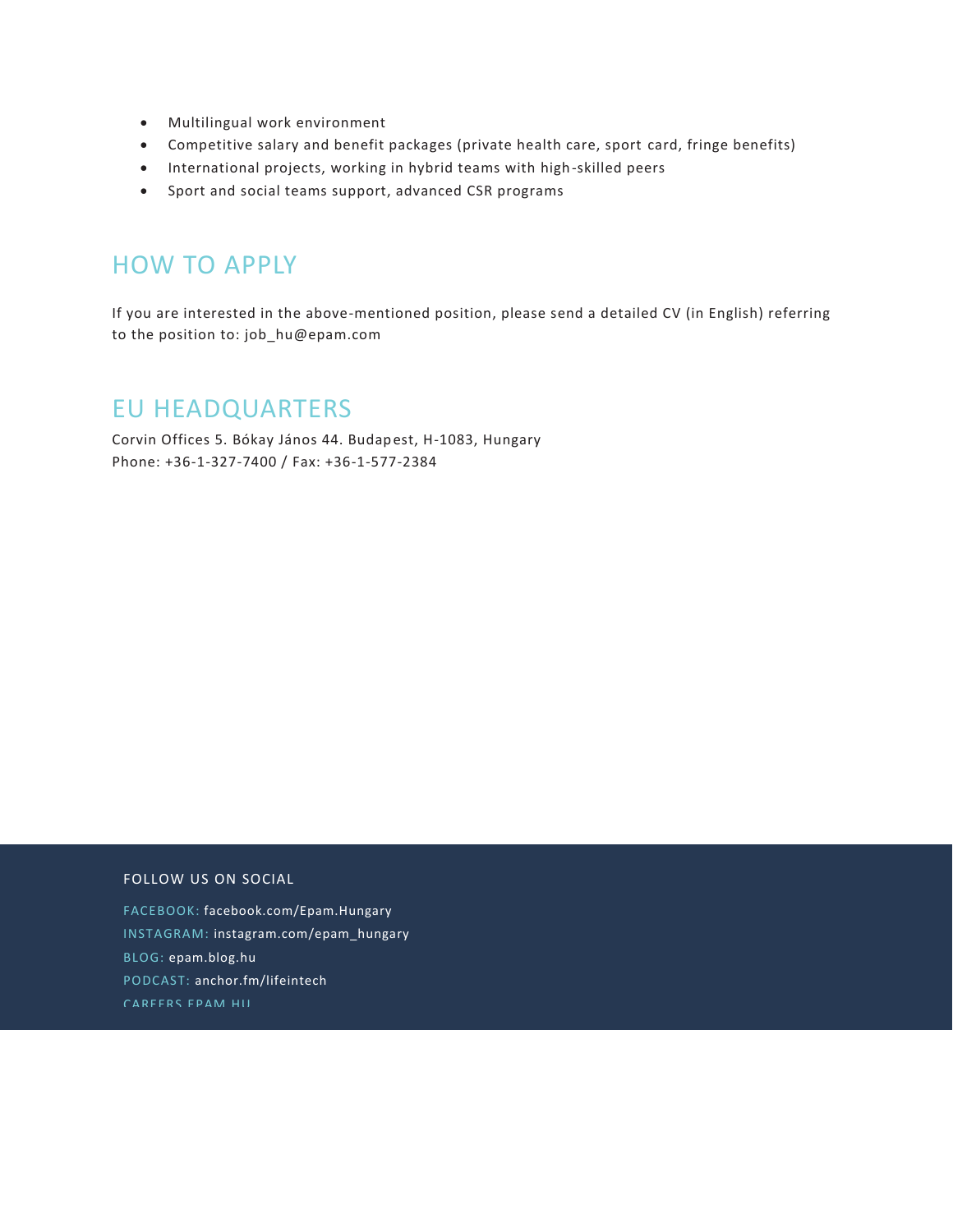- Multilingual work environment
- Competitive salary and benefit packages (private health care, sport card, fringe benefits)
- International projects, working in hybrid teams with high-skilled peers
- Sport and social teams support, advanced CSR programs

## HOW TO APPLY

If you are interested in the above-mentioned position, please send a detailed CV (in English) referring to the position to: job_hu@epam.com

## EU HEADQUARTERS

Corvin Offices 5. Bókay János 44. Budapest, H-1083, Hungary
Phone: +36-1-327-7400 / Fax: +36-1-577-2384

FOLLOW US ON SOCIAL

FACEBOOK: facebook.com/Epam.Hungary
INSTAGRAM: instagram.com/epam_hungary
BLOG: epam.blog.hu
PODCAST: anchor.fm/lifeintech
CAREERS EPAM HU